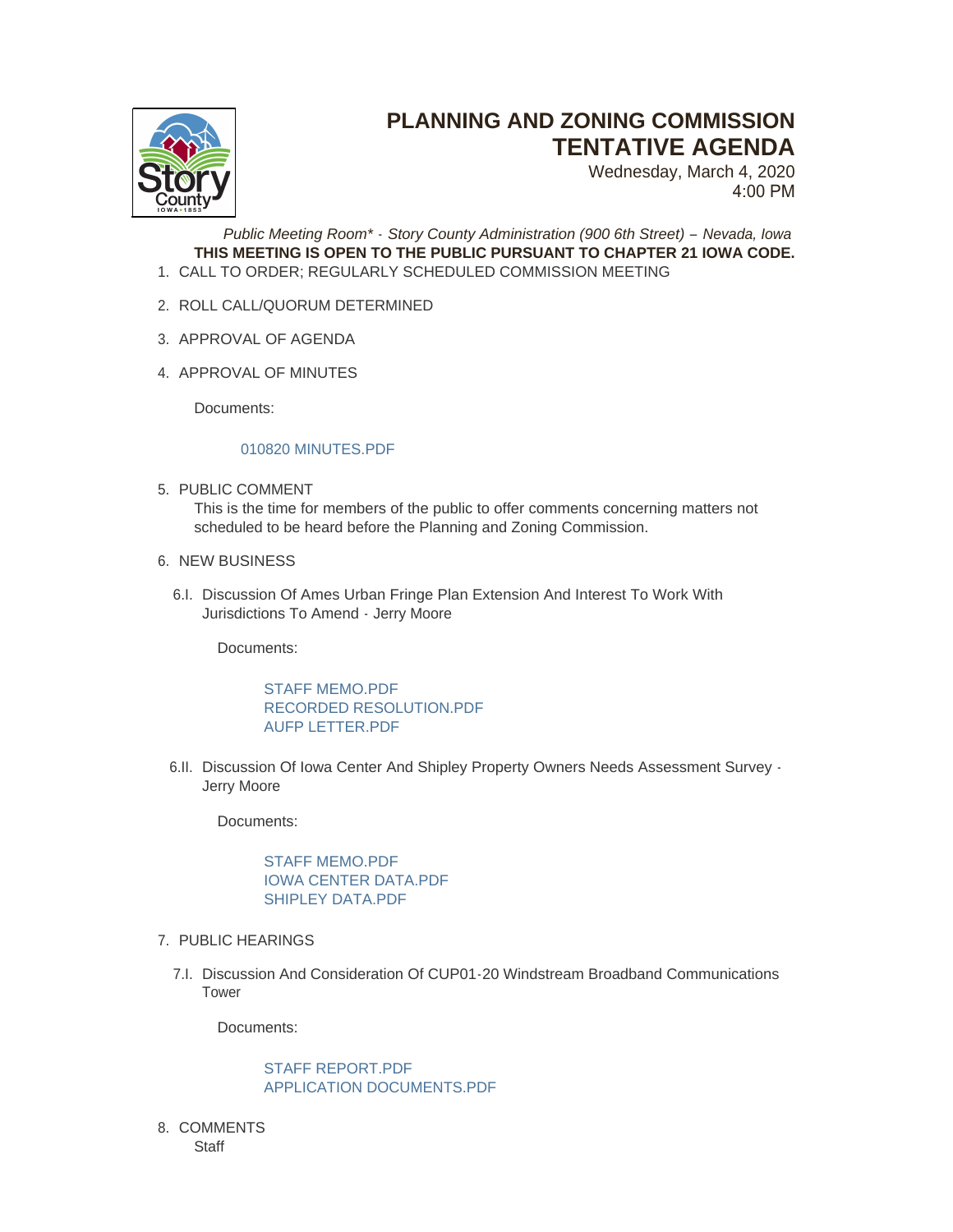# PLANNING AND ZONING COMMISSION TENTATIVE AGENDA

Wednesday, March 4, 2020
4:00 PM

*Public Meeting Room\* - Story County Administration (900 6th Street) – Nevada, Iowa*

**THIS MEETING IS OPEN TO THE PUBLIC PURSUANT TO CHAPTER 21 IOWA CODE.**

1. CALL TO ORDER; REGULARLY SCHEDULED COMMISSION MEETING

2. ROLL CALL/QUORUM DETERMINED

3. APPROVAL OF AGENDA

4. APPROVAL OF MINUTES

   Documents:

   010820 MINUTES.PDF

5. PUBLIC COMMENT

   This is the time for members of the public to offer comments concerning matters not scheduled to be heard before the Planning and Zoning Commission.

6. NEW BUSINESS

   6.I. Discussion Of Ames Urban Fringe Plan Extension And Interest To Work With Jurisdictions To Amend - Jerry Moore

   Documents:

   STAFF MEMO.PDF
   RECORDED RESOLUTION.PDF
   AUFP LETTER.PDF

   6.II. Discussion Of Iowa Center And Shipley Property Owners Needs Assessment Survey - Jerry Moore

   Documents:

   STAFF MEMO.PDF
   IOWA CENTER DATA.PDF
   SHIPLEY DATA.PDF

7. PUBLIC HEARINGS

   7.I. Discussion And Consideration Of CUP01-20 Windstream Broadband Communications Tower

   Documents:

   STAFF REPORT.PDF
   APPLICATION DOCUMENTS.PDF

8. COMMENTS

   Staff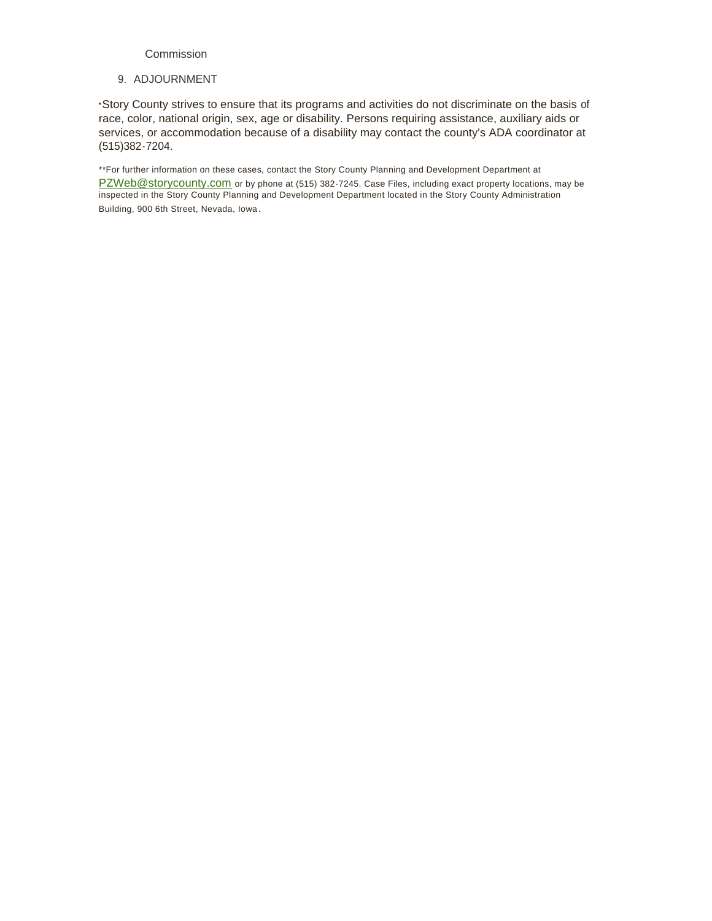Commission

9. ADJOURNMENT

*Story County strives to ensure that its programs and activities do not discriminate on the basis of race, color, national origin, sex, age or disability. Persons requiring assistance, auxiliary aids or services, or accommodation because of a disability may contact the county's ADA coordinator at (515)382-7204.

**For further information on these cases, contact the Story County Planning and Development Department at PZWeb@storycounty.com or by phone at (515) 382-7245. Case Files, including exact property locations, may be inspected in the Story County Planning and Development Department located in the Story County Administration Building, 900 6th Street, Nevada, Iowa.